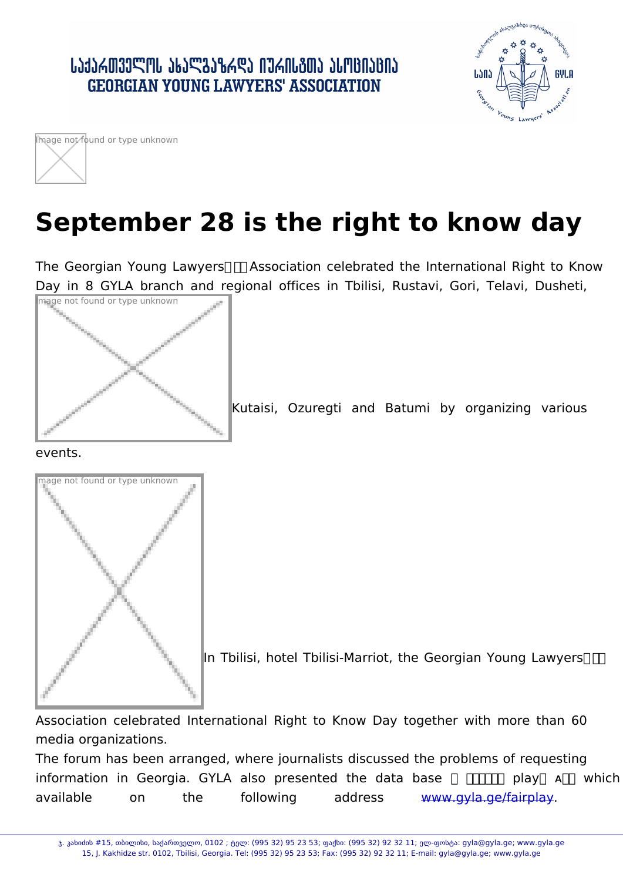# September 28 is the right to know day

The Georgian Young Lawyers Association celebrated the International Right to Know Day in 8 GYLA branch and regional offices in Tbilisi, Rustavi, Gori, Telavi, Dusheti, Kutaisi, Ozuregti and Batumi by organizing various events.

In Tbilisi, hotel Tbilisi-Marriot, the Georgian Young Lawyers Association celebrated International Right to Know Day together with more than 60 media organizations.

The forum has been arranged, where journalists discussed the problems of requesting information in Georgia. GYLA also presented the data base play which available on the following address www.gyla.ge/fairplay.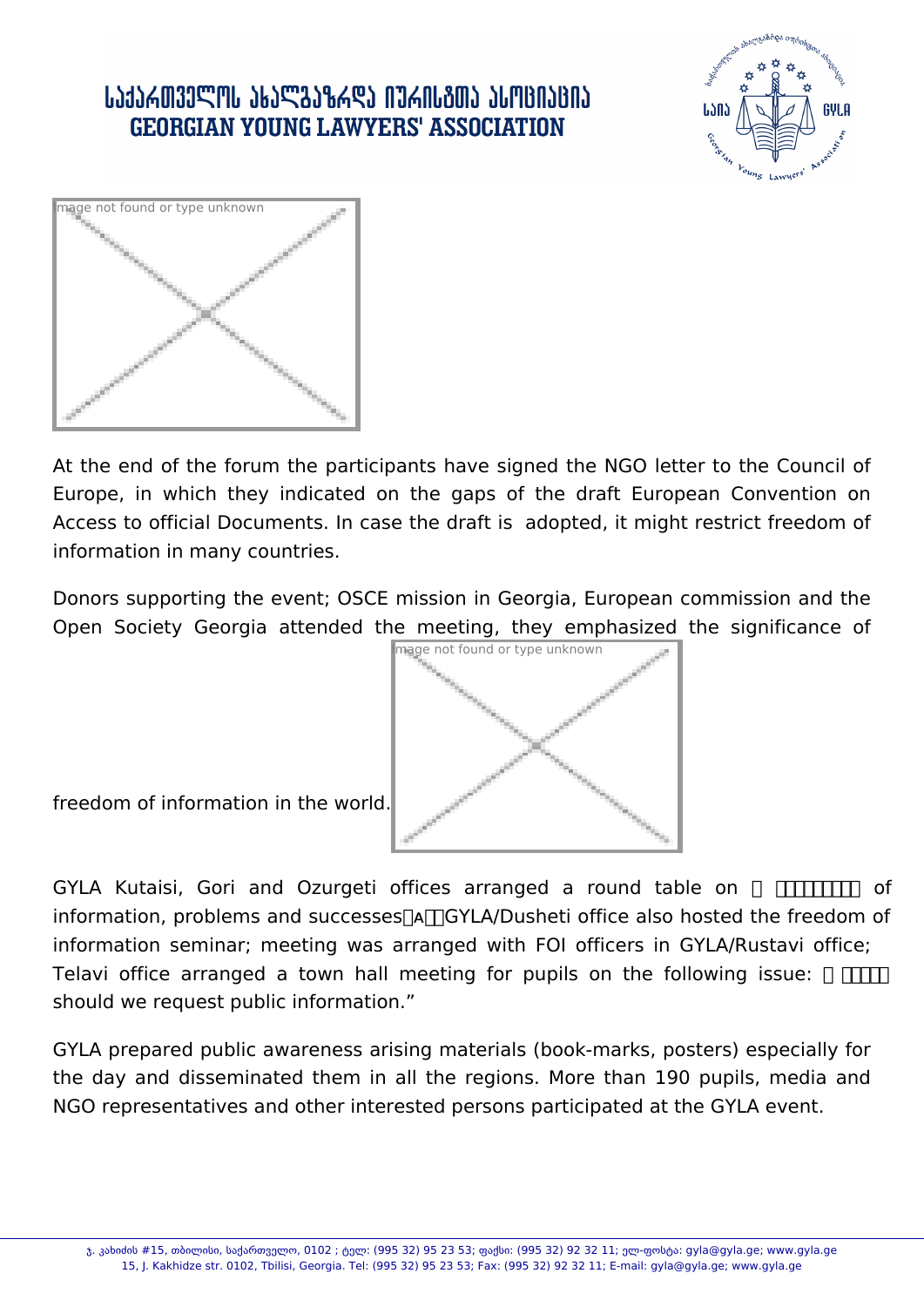At the end of the forum the participants have signed the NGO letter to the Council of Europe, in which they indicated on the gaps of the draft European Convention on Access to official Documents. In case the draft is adopted, it might restrict freedom of information in many countries.

Donors supporting the event; OSCE mission in Georgia, European commission and the Open Society Georgia attended the meeting, they emphasized the significance of freedom of information in the world.

GYLA Kutaisi, Gori and Ozurgeti offices arranged a round table on  of information, problems and successes GYLA/Dusheti office also hosted the freedom of information seminar; meeting was arranged with FOI officers in GYLA/Rustavi office; Telavi office arranged a town hall meeting for pupils on the following issue:  should we request public information."

GYLA prepared public awareness arising materials (book-marks, posters) especially for the day and disseminated them in all the regions. More than 190 pupils, media and NGO representatives and other interested persons participated at the GYLA event.